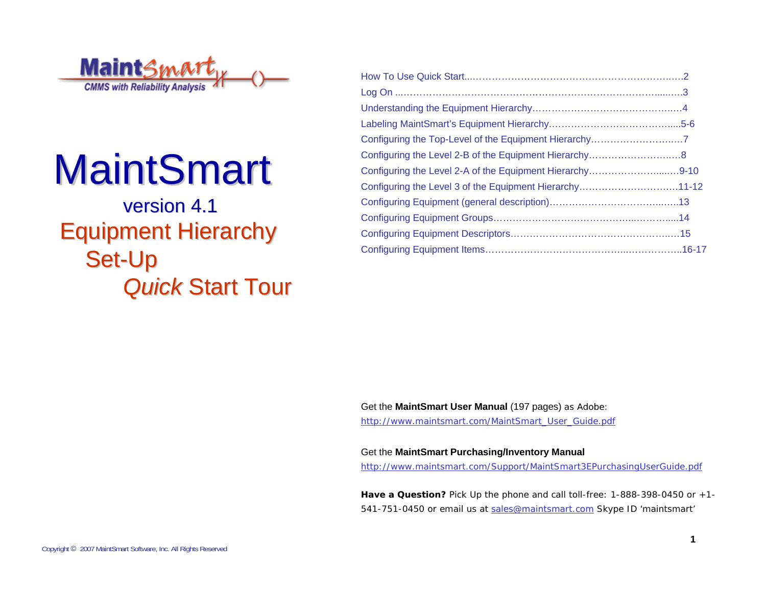MaintSmart
CMMS with Reliability Analysis

# MaintSmart

## version 4.1
## Equipment Hierarchy
## Set-Up
## *Quick* Start Tour

How To Use Quick Start........................................................................2
Log On ..................................................................................................3
Understanding the Equipment Hierarchy..............................................4
Labeling MaintSmart's Equipment Hierarchy.......................................5-6
Configuring the Top-Level of the Equipment Hierarchy.........................7
Configuring the Level 2-B of the Equipment Hierarchy..........................8
Configuring the Level 2-A of the Equipment Hierarchy.........................9-10
Configuring the Level 3 of the Equipment Hierarchy.............................11-12
Configuring Equipment (general description)........................................13
Configuring Equipment Groups.............................................................14
Configuring Equipment Descriptors.......................................................15
Configuring Equipment Items.................................................................16-17

Get the **MaintSmart User Manual** (197 pages) as Adobe:
http://www.maintsmart.com/MaintSmart_User_Guide.pdf

Get the **MaintSmart Purchasing/Inventory Manual**
http://www.maintsmart.com/Support/MaintSmart3EPurchasingUserGuide.pdf

**Have a Question?** Pick Up the phone and call toll-free: 1-888-398-0450 or +1-541-751-0450 or email us at sales@maintsmart.com Skype ID 'maintsmart'

Copyright © 2007 MaintSmart Software, Inc. All Rights Reserved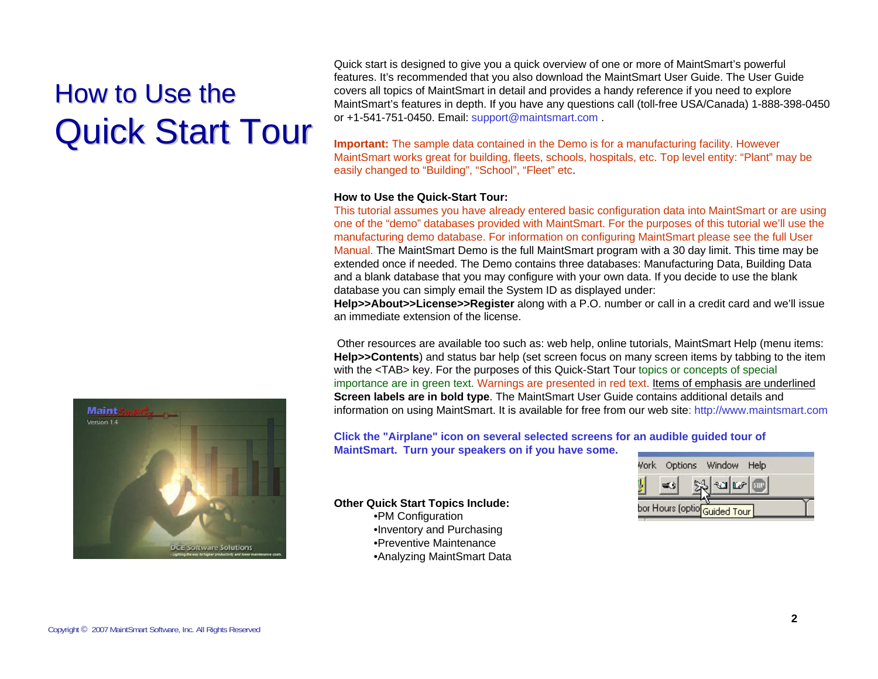# How to Use the Quick Start Tour

Quick start is designed to give you a quick overview of one or more of MaintSmart's powerful features. It's recommended that you also download the MaintSmart User Guide. The User Guide covers all topics of MaintSmart in detail and provides a handy reference if you need to explore MaintSmart's features in depth. If you have any questions call (toll-free USA/Canada) 1-888-398-0450 or +1-541-751-0450. Email: support@maintsmart.com .

**Important:** The sample data contained in the Demo is for a manufacturing facility. However MaintSmart works great for building, fleets, schools, hospitals, etc. Top level entity: "Plant" may be easily changed to "Building", "School", "Fleet" etc.

**How to Use the Quick-Start Tour:**
This tutorial assumes you have already entered basic configuration data into MaintSmart or are using one of the "demo" databases provided with MaintSmart. For the purposes of this tutorial we'll use the manufacturing demo database. For information on configuring MaintSmart please see the full User Manual. The MaintSmart Demo is the full MaintSmart program with a 30 day limit. This time may be extended once if needed. The Demo contains three databases: Manufacturing Data, Building Data and a blank database that you may configure with your own data. If you decide to use the blank database you can simply email the System ID as displayed under:
**Help>>About>>License>>Register** along with a P.O. number or call in a credit card and we'll issue an immediate extension of the license.

Other resources are available too such as: web help, online tutorials, MaintSmart Help (menu items: **Help>>Contents**) and status bar help (set screen focus on many screen items by tabbing to the item with the <TAB> key. For the purposes of this Quick-Start Tour topics or concepts of special importance are in green text. Warnings are presented in red text. <u>Items of emphasis are underlined</u> **Screen labels are in bold type**. The MaintSmart User Guide contains additional details and information on using MaintSmart. It is available for free from our web site: http://www.maintsmart.com

**Click the "Airplane" icon on several selected screens for an audible guided tour of MaintSmart. Turn your speakers on if you have some.**

**Other Quick Start Topics Include:**

- PM Configuration
- Inventory and Purchasing
- Preventive Maintenance
- Analyzing MaintSmart Data

Copyright © 2007 MaintSmart Software, Inc. All Rights Reserved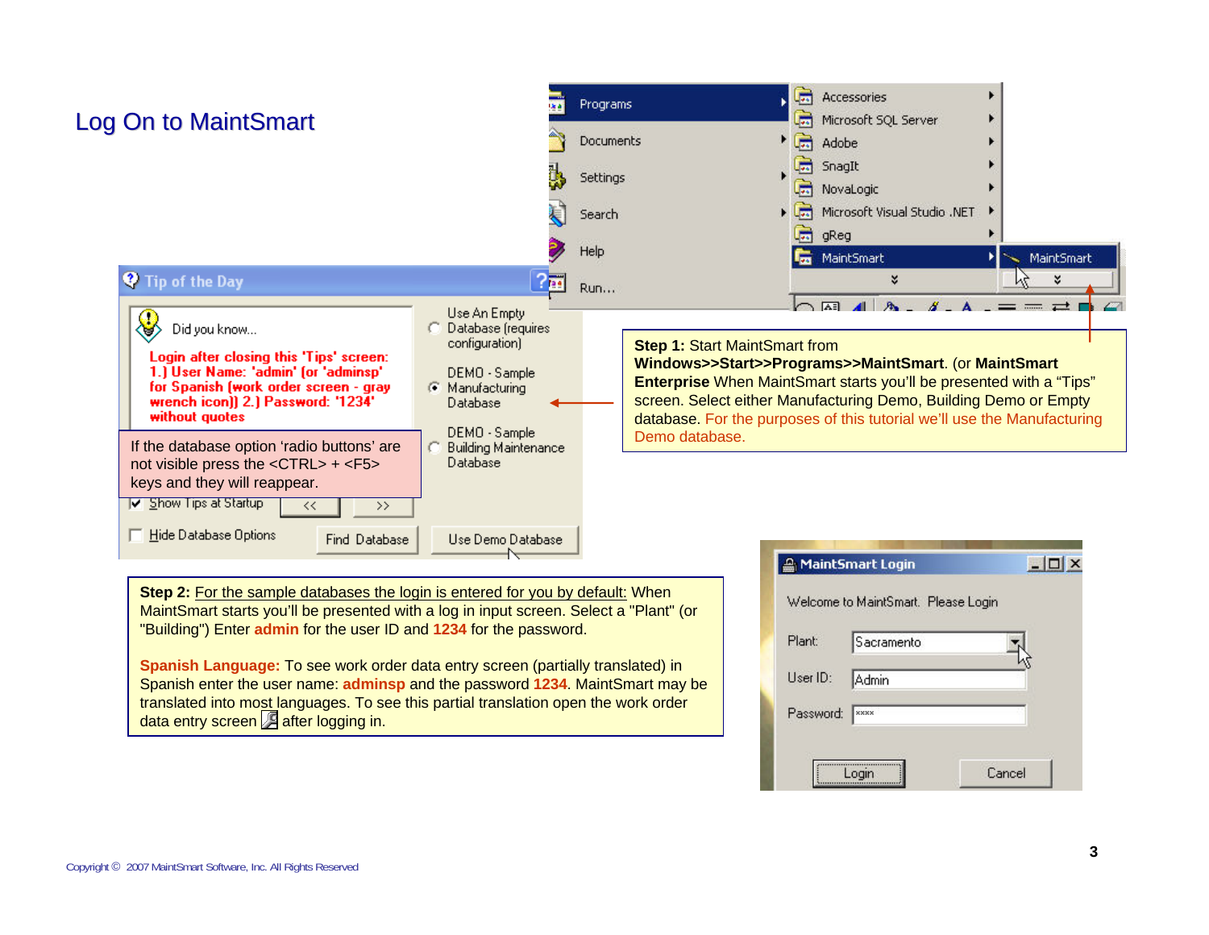# Log On to MaintSmart

**Step 1:** Start MaintSmart from **Windows>>Start>>Programs>>MaintSmart**. (or **MaintSmart Enterprise** When MaintSmart starts you'll be presented with a "Tips" screen. Select either Manufacturing Demo, Building Demo or Empty database. For the purposes of this tutorial we'll use the Manufacturing Demo database.

If the database option 'radio buttons' are not visible press the <CTRL> + <F5> keys and they will reappear.

**Step 2:** For the sample databases the login is entered for you by default: When MaintSmart starts you'll be presented with a log in input screen. Select a "Plant" (or "Building") Enter **admin** for the user ID and **1234** for the password.

**Spanish Language:** To see work order data entry screen (partially translated) in Spanish enter the user name: **adminsp** and the password **1234**. MaintSmart may be translated into most languages. To see this partial translation open the work order data entry screen after logging in.

Copyright © 2007 MaintSmart Software, Inc. All Rights Reserved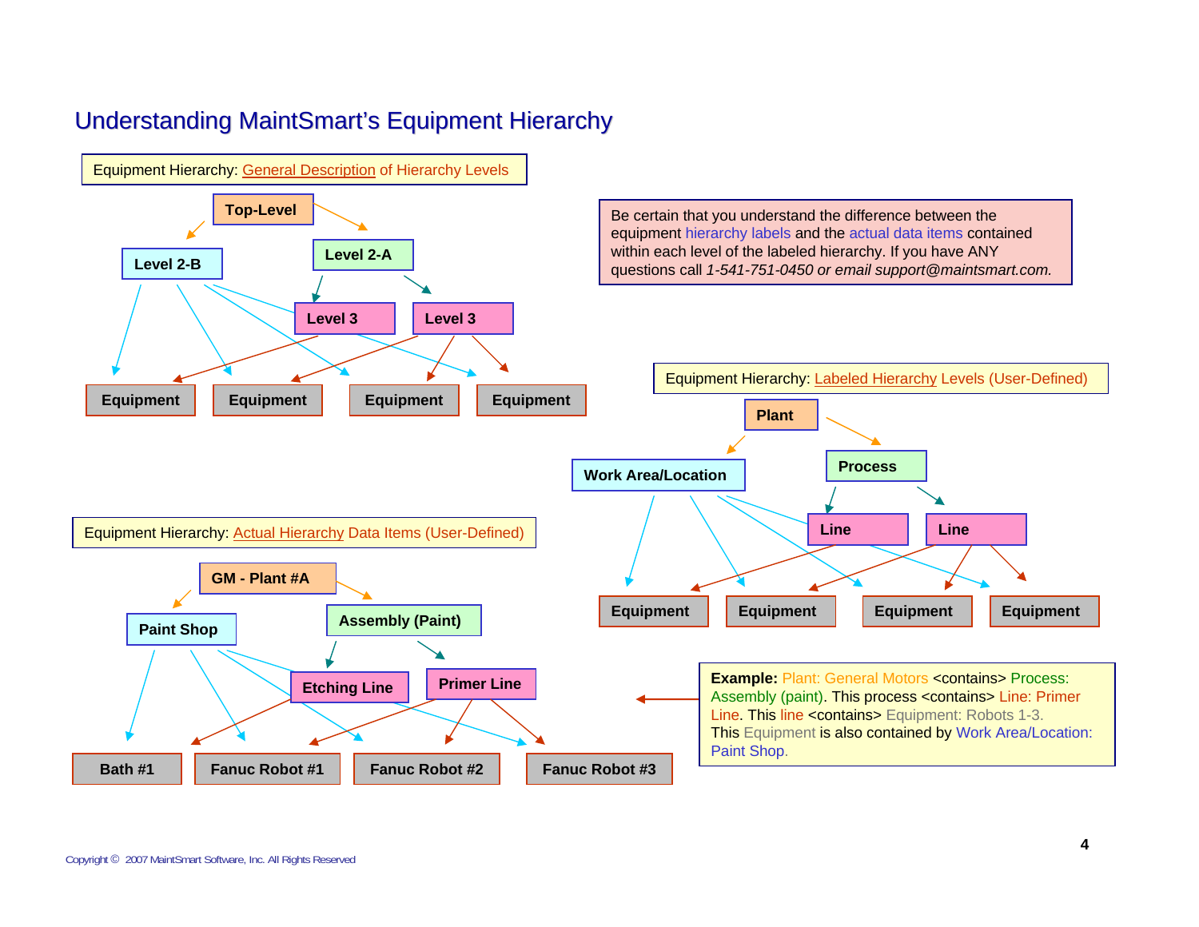# Understanding MaintSmart's Equipment Hierarchy

Equipment Hierarchy: General Description of Hierarchy Levels

- Top-Level
  - Level 2-B
  - Level 2-A
    - Level 3
    - Level 3
- Equipment | Equipment | Equipment | Equipment

Be certain that you understand the difference between the equipment hierarchy labels and the actual data items contained within each level of the labeled hierarchy. If you have ANY questions call *1-541-751-0450 or email support@maintsmart.com.*

Equipment Hierarchy: Labeled Hierarchy Levels (User-Defined)

- Plant
  - Work Area/Location
  - Process
    - Line
    - Line
- Equipment | Equipment | Equipment | Equipment

Equipment Hierarchy: Actual Hierarchy Data Items (User-Defined)

- GM - Plant #A
  - Paint Shop
  - Assembly (Paint)
    - Etching Line
    - Primer Line
- Bath #1 | Fanuc Robot #1 | Fanuc Robot #2 | Fanuc Robot #3

**Example:** Plant: General Motors <contains> Process: Assembly (paint). This process <contains> Line: Primer Line. This line <contains> Equipment: Robots 1-3. This Equipment is also contained by Work Area/Location: Paint Shop.

Copyright © 2007 MaintSmart Software, Inc. All Rights Reserved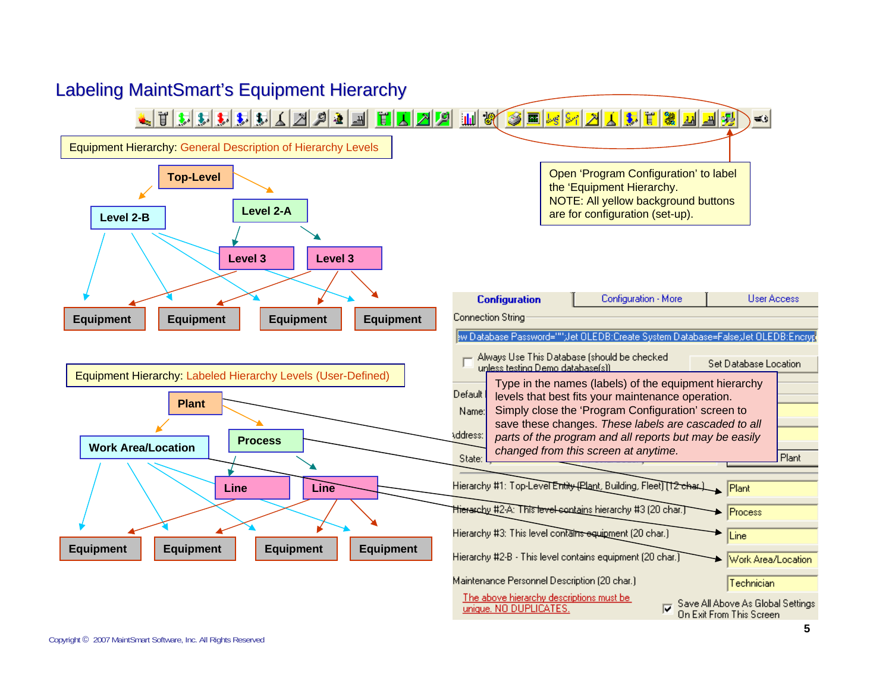# Labeling MaintSmart's Equipment Hierarchy

Equipment Hierarchy: General Description of Hierarchy Levels

Top-Level

Level 2-B

Level 2-A

Level 3

Level 3

Equipment

Equipment

Equipment

Equipment

Open 'Program Configuration' to label the 'Equipment Hierarchy.
NOTE: All yellow background buttons are for configuration (set-up).

Equipment Hierarchy: Labeled Hierarchy Levels (User-Defined)

Plant

Work Area/Location

Process

Line

Line

Equipment

Equipment

Equipment

Equipment

Configuration | Configuration - More | User Access

Connection String

ew Database Password="";Jet OLEDB:Create System Database=False;Jet OLEDB:Encryp

Always Use This Database (should be checked unless testing Demo database(s))

Set Database Location

Type in the names (labels) of the equipment hierarchy levels that best fits your maintenance operation. Simply close the 'Program Configuration' screen to save these changes. *These labels are cascaded to all parts of the program and all reports but may be easily changed from this screen at anytime.*

Hierarchy #1: Top-Level Entity (Plant, Building, Fleet) (12 char.) — Plant

Hierarchy #2-A: This level contains hierarchy #3 (20 char.) — Process

Hierarchy #3: This level contains equipment (20 char.) — Line

Hierarchy #2-B - This level contains equipment (20 char.) — Work Area/Location

Maintenance Personnel Description (20 char.) — Technician

The above hierarchy descriptions must be unique. NO DUPLICATES.

Save All Above As Global Settings On Exit From This Screen

Copyright © 2007 MaintSmart Software, Inc. All Rights Reserved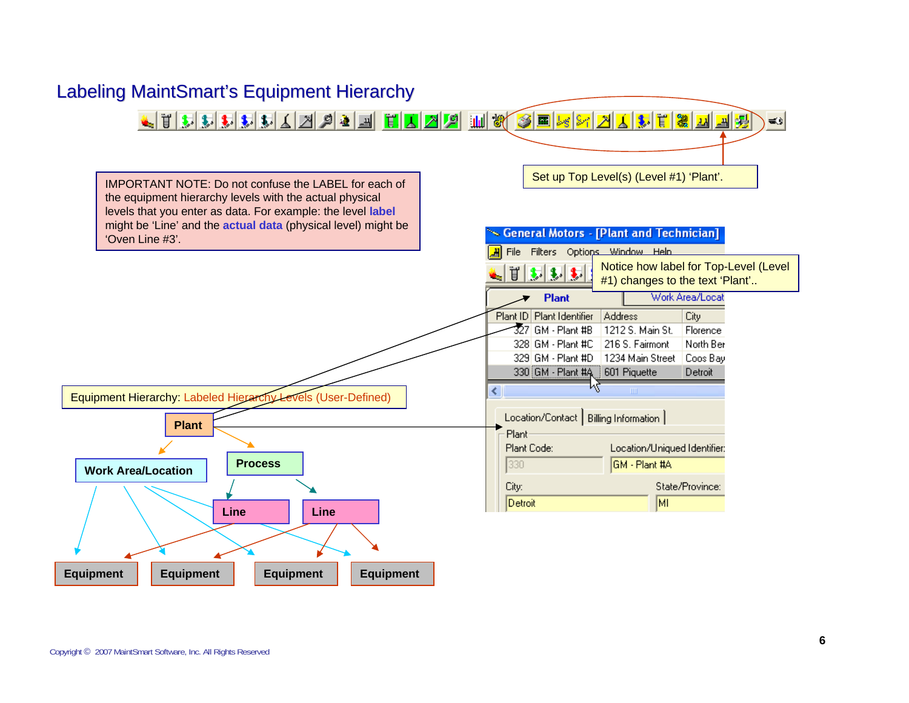# Labeling MaintSmart's Equipment Hierarchy

Set up Top Level(s) (Level #1) 'Plant'.

IMPORTANT NOTE: Do not confuse the LABEL for each of the equipment hierarchy levels with the actual physical levels that you enter as data. For example: the level **label** might be 'Line' and the **actual data** (physical level) might be 'Oven Line #3'.

Notice how label for Top-Level (Level #1) changes to the text 'Plant'..

Equipment Hierarchy: Labeled Hierarchy Levels (User-Defined)

**Plant**

**Work Area/Location**

**Process**

**Line**

**Line**

**Equipment**

**Equipment**

**Equipment**

**Equipment**

General Motors - [Plant and Technician]

File Filters Options Window Help

Plant | Work Area/Locat

| Plant ID | Plant Identifier | Address | City |
|---|---|---|---|
| 327 | GM - Plant #B | 1212 S. Main St. | Florence |
| 328 | GM - Plant #C | 216 S. Fairmont | North Ber |
| 329 | GM - Plant #D | 1234 Main Street | Coos Bay |
| 330 | GM - Plant #A | 601 Piquette | Detroit |

Location/Contact | Billing Information

Plant

Plant Code: 330

Location/Uniqued Identifier: GM - Plant #A

City: Detroit

State/Province: MI

Copyright © 2007 MaintSmart Software, Inc. All Rights Reserved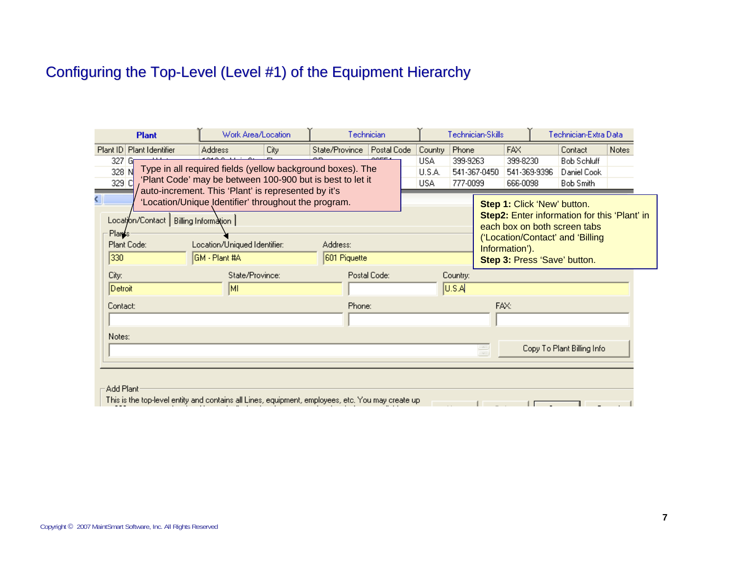# Configuring the Top-Level (Level #1) of the Equipment Hierarchy

Plant | Work Area/Location | Technician | Technician-Skills | Technician-Extra Data

| Plant ID | Plant Identifier | Address | City | State/Province | Postal Code | Country | Phone | FAX | Contact | Notes |
|---|---|---|---|---|---|---|---|---|---|---|
| 327 | G | | | | | USA | 399-9263 | 399-8230 | Bob Schluff | |
| 328 | N | | | | | U.S.A. | 541-367-0450 | 541-369-9396 | Daniel Cook | |
| 329 | C | | | | | USA | 777-0099 | 666-0098 | Bob Smith | |

Type in all required fields (yellow background boxes). The 'Plant Code' may be between 100-900 but is best to let it auto-increment. This 'Plant' is represented by it's 'Location/Unique Identifier' throughout the program.

**Step 1:** Click 'New' button.
**Step2:** Enter information for this 'Plant' in each box on both screen tabs ('Location/Contact' and 'Billing Information').
**Step 3:** Press 'Save' button.

Location/Contact | Billing Information

Plants

Plant Code: 330
Location/Uniqued Identifier: GM - Plant #A
Address: 601 Piquette
City: Detroit
State/Province: MI
Postal Code:
Country: U.S.A
Contact:
Phone:
FAX:
Notes:

Copy To Plant Billing Info

Add Plant

This is the top-level entity and contains all Lines, equipment, employees, etc. You may create up

Copyright © 2007 MaintSmart Software, Inc. All Rights Reserved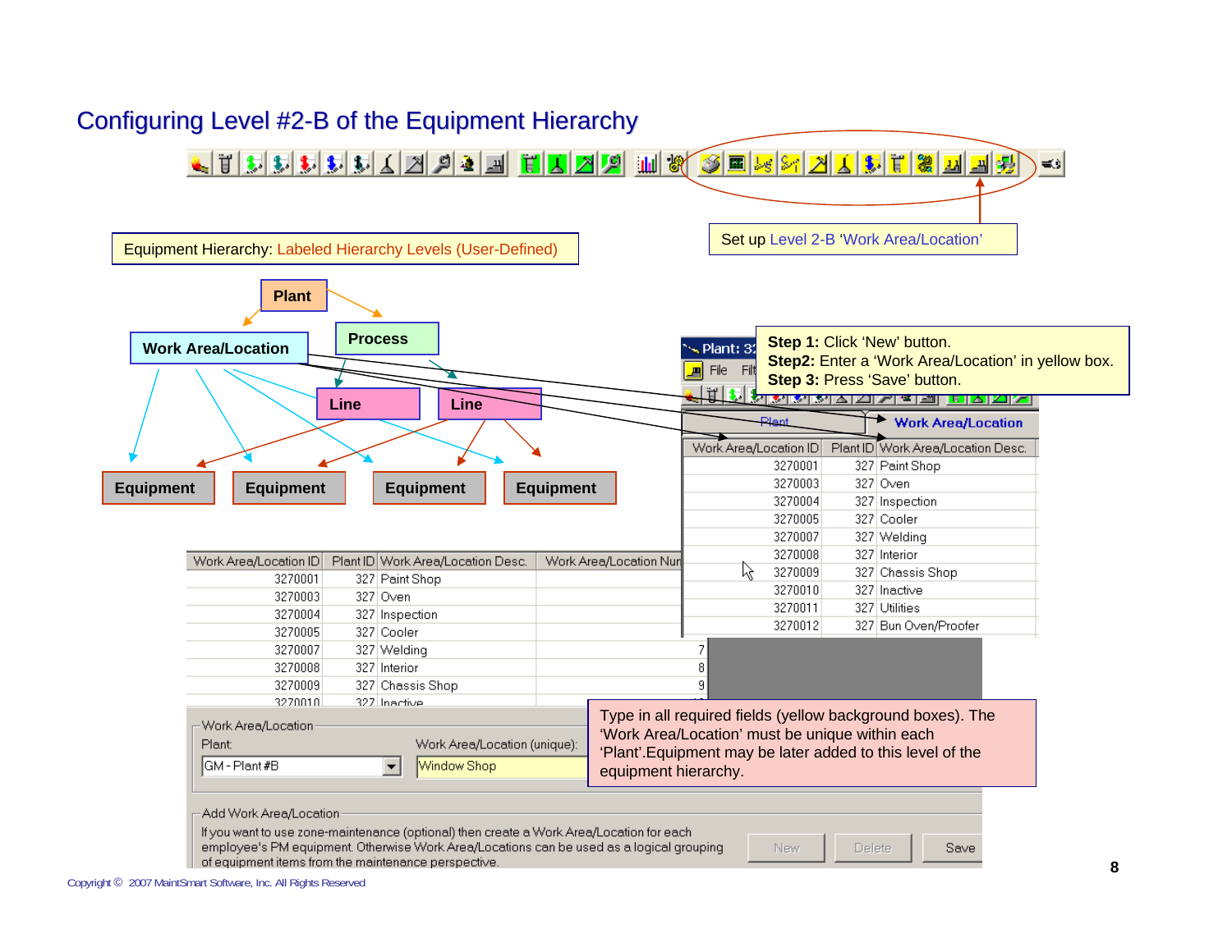# Configuring Level #2-B of the Equipment Hierarchy

Set up Level 2-B 'Work Area/Location'

Equipment Hierarchy: Labeled Hierarchy Levels (User-Defined)

Plant

Work Area/Location

Process

Line

Line

Equipment

Equipment

Equipment

Equipment

**Step 1:** Click 'New' button.
**Step2:** Enter a 'Work Area/Location' in yellow box.
**Step 3:** Press 'Save' button.

Plant | Work Area/Location

| Work Area/Location ID | Plant ID | Work Area/Location Desc. |
|---|---|---|
| 3270001 | 327 | Paint Shop |
| 3270003 | 327 | Oven |
| 3270004 | 327 | Inspection |
| 3270005 | 327 | Cooler |
| 3270007 | 327 | Welding |
| 3270008 | 327 | Interior |
| 3270009 | 327 | Chassis Shop |
| 3270010 | 327 | Inactive |
| 3270011 | 327 | Utilities |
| 3270012 | 327 | Bun Oven/Proofer |

| Work Area/Location ID | Plant ID | Work Area/Location Desc. | Work Area/Location Num |
|---|---|---|---|
| 3270001 | 327 | Paint Shop | |
| 3270003 | 327 | Oven | |
| 3270004 | 327 | Inspection | |
| 3270005 | 327 | Cooler | |
| 3270007 | 327 | Welding | 7 |
| 3270008 | 327 | Interior | 8 |
| 3270009 | 327 | Chassis Shop | 9 |
| 3270010 | 327 | Inactive | |

Work Area/Location

Plant: GM - Plant #B

Work Area/Location (unique): Window Shop

Type in all required fields (yellow background boxes). The 'Work Area/Location' must be unique within each 'Plant'.Equipment may be later added to this level of the equipment hierarchy.

Add Work Area/Location

If you want to use zone-maintenance (optional) then create a Work Area/Location for each employee's PM equipment. Otherwise Work Area/Locations can be used as a logical grouping of equipment items from the maintenance perspective.

New | Delete | Save

Copyright © 2007 MaintSmart Software, Inc. All Rights Reserved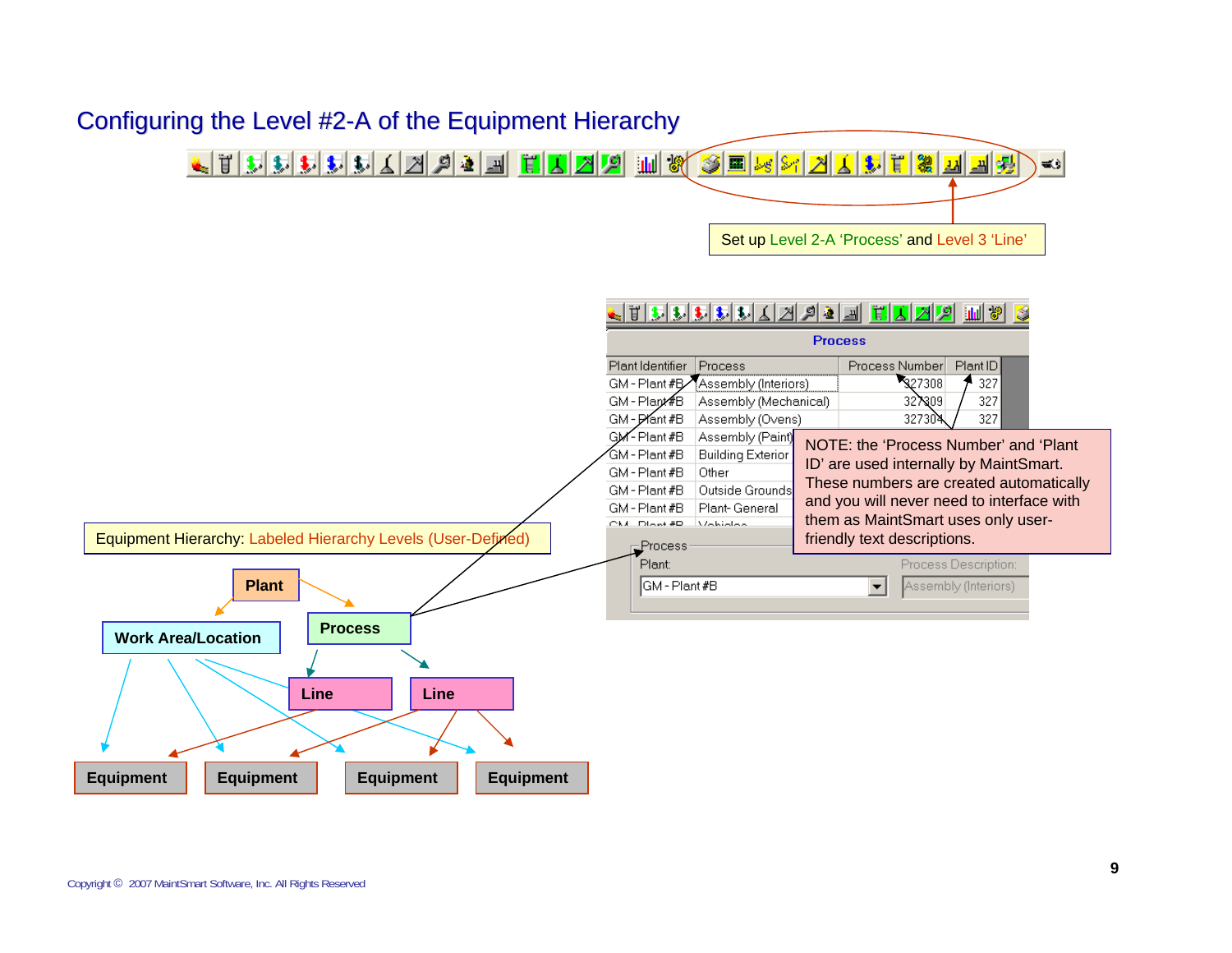# Configuring the Level #2-A of the Equipment Hierarchy

Set up Level 2-A 'Process' and Level 3 'Line'

**Process**

| Plant Identifier | Process | Process Number | Plant ID |
|---|---|---|---|
| GM - Plant #B | Assembly (Interiors) | 327308 | 327 |
| GM - Plant #B | Assembly (Mechanical) | 327309 | 327 |
| GM - Plant #B | Assembly (Ovens) | 327304 | 327 |
| GM - Plant #B | Assembly (Paint) | | |
| GM - Plant #B | Building Exterior | | |
| GM - Plant #B | Other | | |
| GM - Plant #B | Outside Grounds | | |
| GM - Plant #B | Plant- General | | |
| GM - Plant #B | Vehicles | | |

Process

Plant: GM - Plant #B

Process Description: Assembly (Interiors)

NOTE: the 'Process Number' and 'Plant ID' are used internally by MaintSmart. These numbers are created automatically and you will never need to interface with them as MaintSmart uses only user-friendly text descriptions.

Equipment Hierarchy: Labeled Hierarchy Levels (User-Defined)

- Plant
  - Work Area/Location
  - Process
    - Line
    - Line
      - Equipment
      - Equipment
      - Equipment
      - Equipment

Copyright © 2007 MaintSmart Software, Inc. All Rights Reserved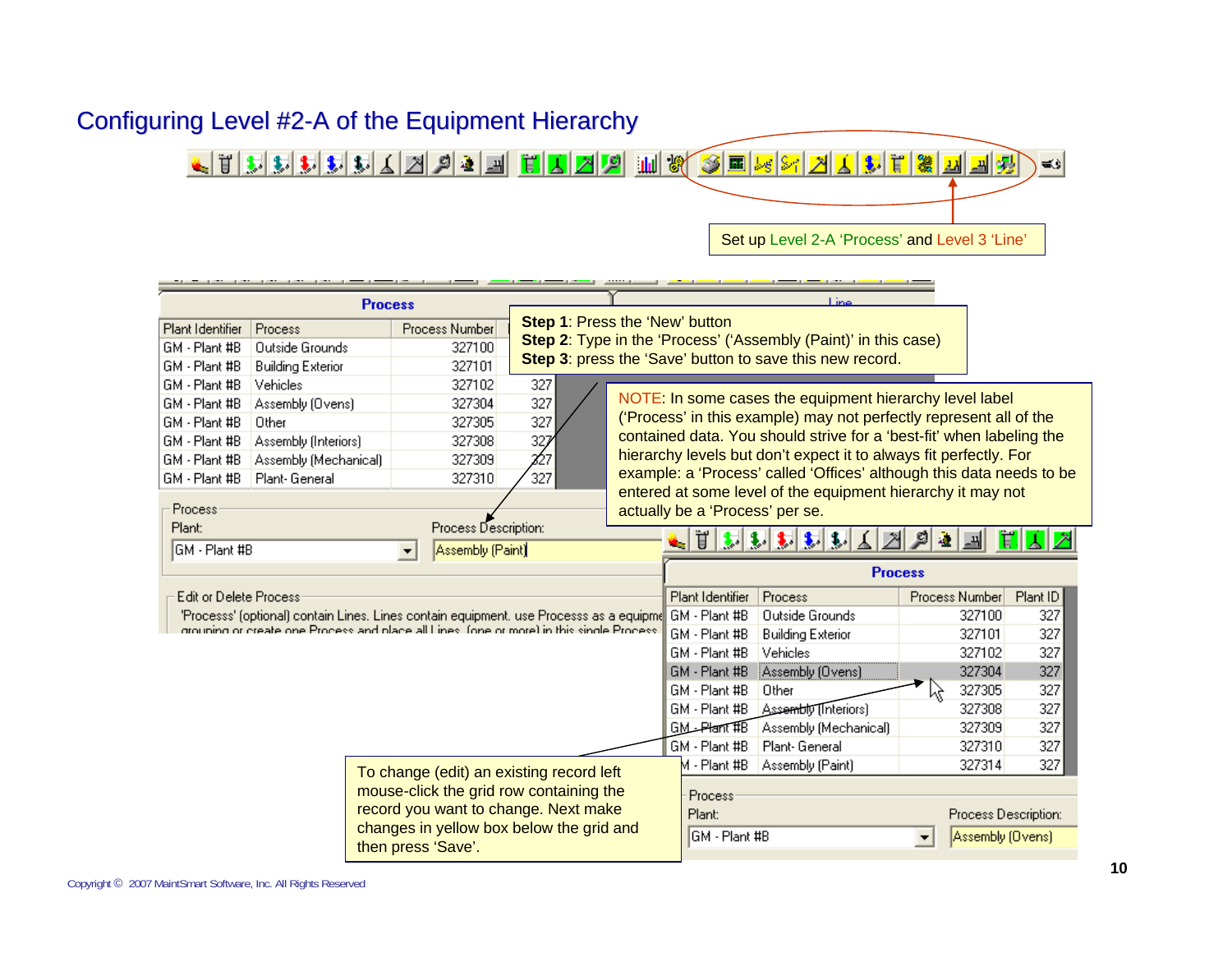# Configuring Level #2-A of the Equipment Hierarchy

Set up Level 2-A 'Process' and Level 3 'Line'

**Step 1**: Press the 'New' button
**Step 2**: Type in the 'Process' ('Assembly (Paint)' in this case)
**Step 3**: press the 'Save' button to save this new record.

NOTE: In some cases the equipment hierarchy level label ('Process' in this example) may not perfectly represent all of the contained data. You should strive for a 'best-fit' when labeling the hierarchy levels but don't expect it to always fit perfectly. For example: a 'Process' called 'Offices' although this data needs to be entered at some level of the equipment hierarchy it may not actually be a 'Process' per se.

**Process**

| Plant Identifier | Process | Process Number | Plant ID |
|---|---|---|---|
| GM - Plant #8 | Outside Grounds | 327100 | 327 |
| GM - Plant #8 | Building Exterior | 327101 | 327 |
| GM - Plant #8 | Vehicles | 327102 | 327 |
| GM - Plant #8 | Assembly (Ovens) | 327304 | 327 |
| GM - Plant #8 | Other | 327305 | 327 |
| GM - Plant #8 | Assembly (Interiors) | 327308 | 327 |
| GM - Plant #8 | Assembly (Mechanical) | 327309 | 327 |
| GM - Plant #8 | Plant- General | 327310 | 327 |
| GM - Plant #8 | Assembly (Paint) | 327314 | 327 |

Process
Plant: GM - Plant #8
Process Description: Assembly (Paint)

Edit or Delete Process
'Processs' (optional) contain Lines. Lines contain equipment. use Processs as a equipme... grouping or create one Process and place all Lines (one or more) in this single Process...

To change (edit) an existing record left mouse-click the grid row containing the record you want to change. Next make changes in yellow box below the grid and then press 'Save'.

Process
Plant: GM - Plant #8
Process Description: Assembly (Ovens)

Copyright © 2007 MaintSmart Software, Inc. All Rights Reserved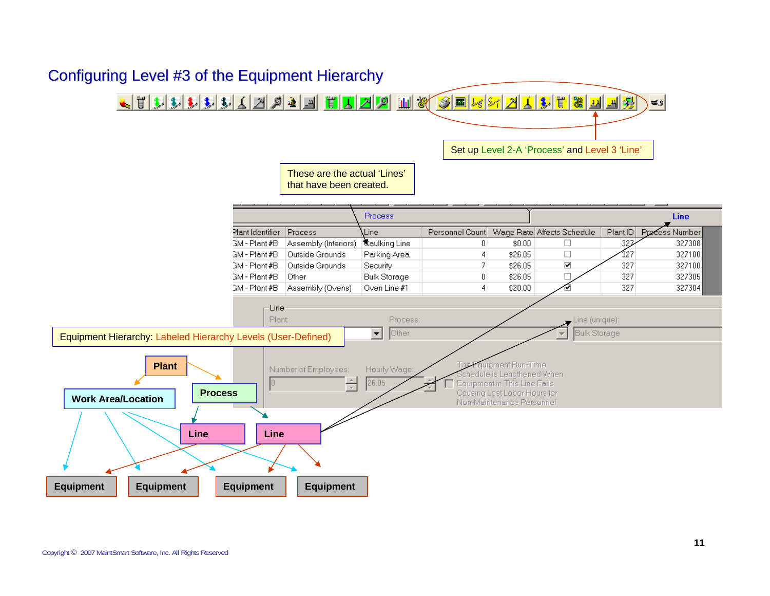# Configuring Level #3 of the Equipment Hierarchy

Set up Level 2-A 'Process' and Level 3 'Line'

These are the actual 'Lines' that have been created.

Process | Line

| Plant Identifier | Process | Line | Personnel Count | Wage Rate | Affects Schedule | Plant ID | Process Number |
|---|---|---|---|---|---|---|---|
| GM - Plant #B | Assembly (Interiors) | Caulking Line | 0 | $0.00 | ☐ | 327 | 327308 |
| GM - Plant #B | Outside Grounds | Parking Area | 4 | $26.05 | ☐ | 327 | 327100 |
| GM - Plant #B | Outside Grounds | Security | 7 | $26.05 | ☑ | 327 | 327100 |
| GM - Plant #B | Other | Bulk Storage | 0 | $26.05 | ☐ | 327 | 327305 |
| GM - Plant #B | Assembly (Ovens) | Oven Line #1 | 4 | $20.00 | ☑ | 327 | 327304 |

Line

Plant: | Process: Other | Line (unique): Bulk Storage

Number of Employees: 0 | Hourly Wage: 26.05 | The Equipment Run-Time Schedule is Lengthened When Equipment in This Line Fails Causing Lost Labor Hours for Non-Maintenance Personnel

Equipment Hierarchy: Labeled Hierarchy Levels (User-Defined)

- Plant
- Work Area/Location
- Process
- Line
- Line
- Equipment
- Equipment
- Equipment
- Equipment

Copyright © 2007 MaintSmart Software, Inc. All Rights Reserved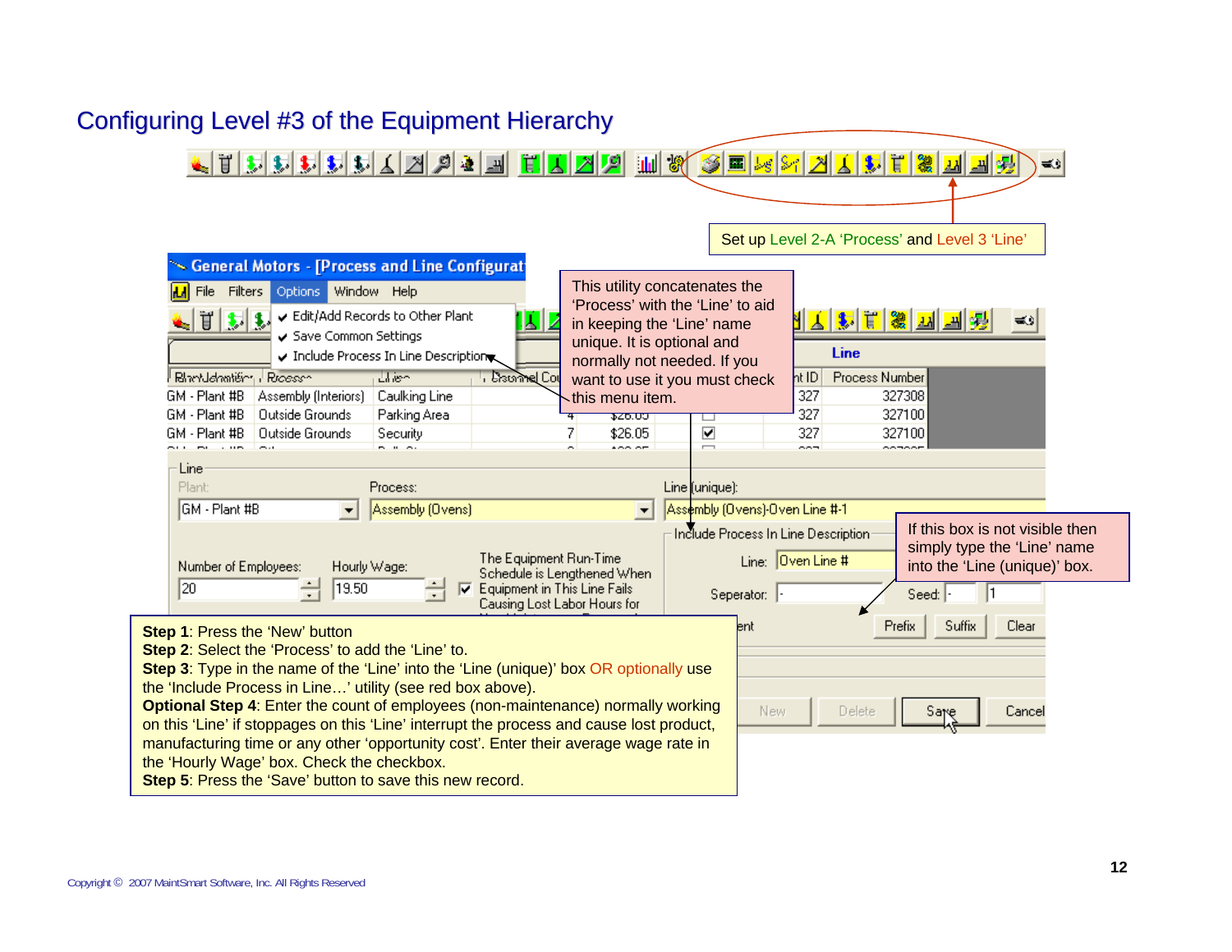# Configuring Level #3 of the Equipment Hierarchy

Set up Level 2-A 'Process' and Level 3 'Line'

This utility concatenates the 'Process' with the 'Line' to aid in keeping the 'Line' name unique. It is optional and normally not needed. If you want to use it you must check this menu item.

If this box is not visible then simply type the 'Line' name into the 'Line (unique)' box.

**Step 1**: Press the 'New' button

**Step 2**: Select the 'Process' to add the 'Line' to.

**Step 3**: Type in the name of the 'Line' into the 'Line (unique)' box OR optionally use the 'Include Process in Line…' utility (see red box above).

**Optional Step 4**: Enter the count of employees (non-maintenance) normally working on this 'Line' if stoppages on this 'Line' interrupt the process and cause lost product, manufacturing time or any other 'opportunity cost'. Enter their average wage rate in the 'Hourly Wage' box. Check the checkbox.

**Step 5**: Press the 'Save' button to save this new record.

Copyright © 2007 MaintSmart Software, Inc. All Rights Reserved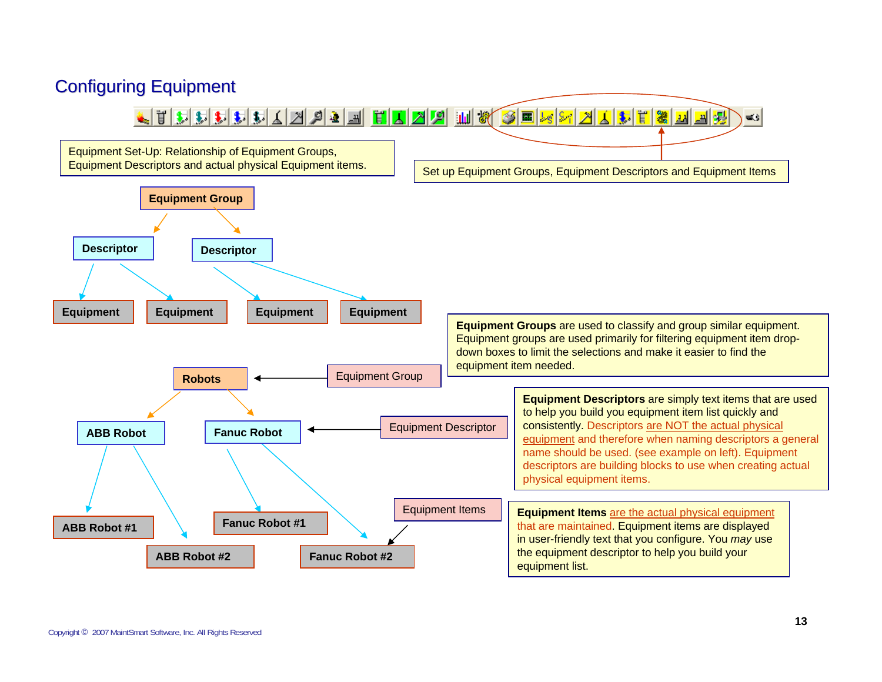# Configuring Equipment

Equipment Set-Up: Relationship of Equipment Groups, Equipment Descriptors and actual physical Equipment items.

Set up Equipment Groups, Equipment Descriptors and Equipment Items

**Equipment Group**

**Descriptor** → **Equipment**, **Equipment**

**Descriptor** → **Equipment**, **Equipment**

**Robots** ← Equipment Group

**ABB Robot** → **ABB Robot #1**, **ABB Robot #2**

**Fanuc Robot** ← Equipment Descriptor

**Fanuc Robot** → **Fanuc Robot #1**, **Fanuc Robot #2**

Equipment Items

**Equipment Groups** are used to classify and group similar equipment. Equipment groups are used primarily for filtering equipment item drop-down boxes to limit the selections and make it easier to find the equipment item needed.

**Equipment Descriptors** are simply text items that are used to help you build you equipment item list quickly and consistently. Descriptors are NOT the actual physical equipment and therefore when naming descriptors a general name should be used. (see example on left). Equipment descriptors are building blocks to use when creating actual physical equipment items.

**Equipment Items** are the actual physical equipment that are maintained. Equipment items are displayed in user-friendly text that you configure. You *may* use the equipment descriptor to help you build your equipment list.

Copyright © 2007 MaintSmart Software, Inc. All Rights Reserved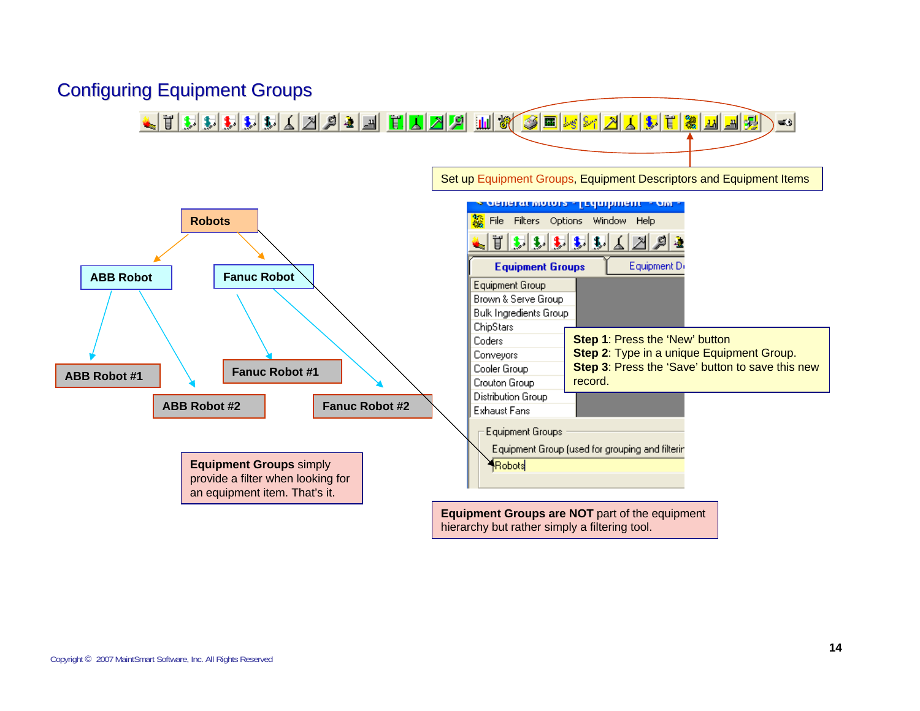# Configuring Equipment Groups

Set up Equipment Groups, Equipment Descriptors and Equipment Items

Robots

ABB Robot

Fanuc Robot

ABB Robot #1

ABB Robot #2

Fanuc Robot #1

Fanuc Robot #2

**Step 1**: Press the 'New' button
**Step 2**: Type in a unique Equipment Group.
**Step 3**: Press the 'Save' button to save this new record.

**Equipment Groups** simply provide a filter when looking for an equipment item. That's it.

**Equipment Groups are NOT** part of the equipment hierarchy but rather simply a filtering tool.

Copyright © 2007 MaintSmart Software, Inc. All Rights Reserved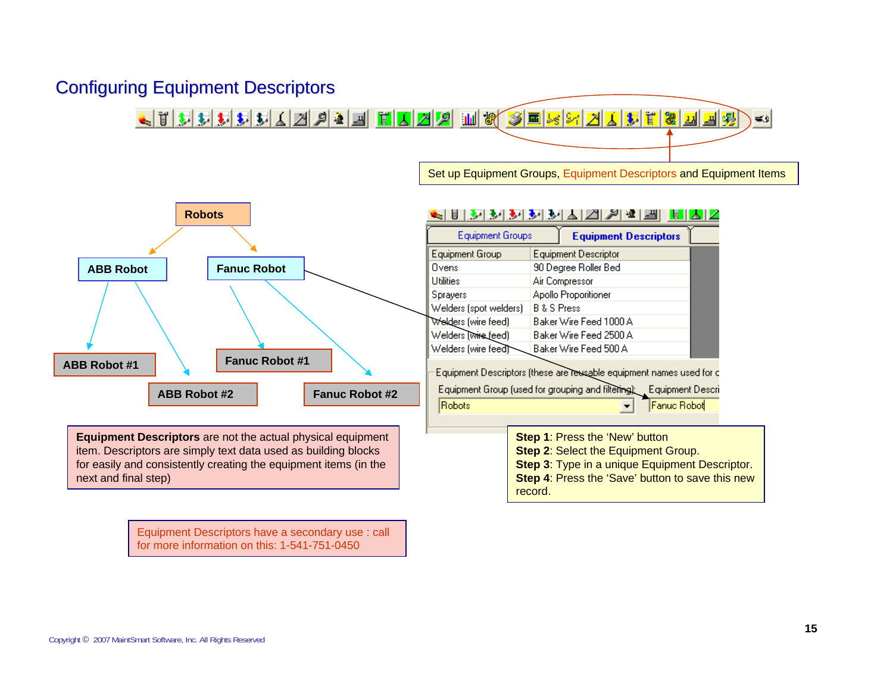# Configuring Equipment Descriptors

Set up Equipment Groups, Equipment Descriptors and Equipment Items

Robots

ABB Robot

Fanuc Robot

ABB Robot #1

ABB Robot #2

Fanuc Robot #1

Fanuc Robot #2

Equipment Groups | Equipment Descriptors

| Equipment Group | Equipment Descriptor |
|---|---|
| Ovens | 90 Degree Roller Bed |
| Utilities | Air Compressor |
| Sprayers | Apollo Proporitioner |
| Welders (spot welders) | B & S Press |
| Welders (wire feed) | Baker Wire Feed 1000 A |
| Welders (wire feed) | Baker Wire Feed 2500 A |
| Welders (wire feed) | Baker Wire Feed 500 A |

Equipment Descriptors (these are reusable equipment names used for c

Equipment Group (used for grouping and filtering): Robots

Equipment Descri: Fanuc Robot

**Equipment Descriptors** are not the actual physical equipment item. Descriptors are simply text data used as building blocks for easily and consistently creating the equipment items (in the next and final step)

**Step 1**: Press the 'New' button
**Step 2**: Select the Equipment Group.
**Step 3**: Type in a unique Equipment Descriptor.
**Step 4**: Press the 'Save' button to save this new record.

Equipment Descriptors have a secondary use : call for more information on this: 1-541-751-0450

Copyright © 2007 MaintSmart Software, Inc. All Rights Reserved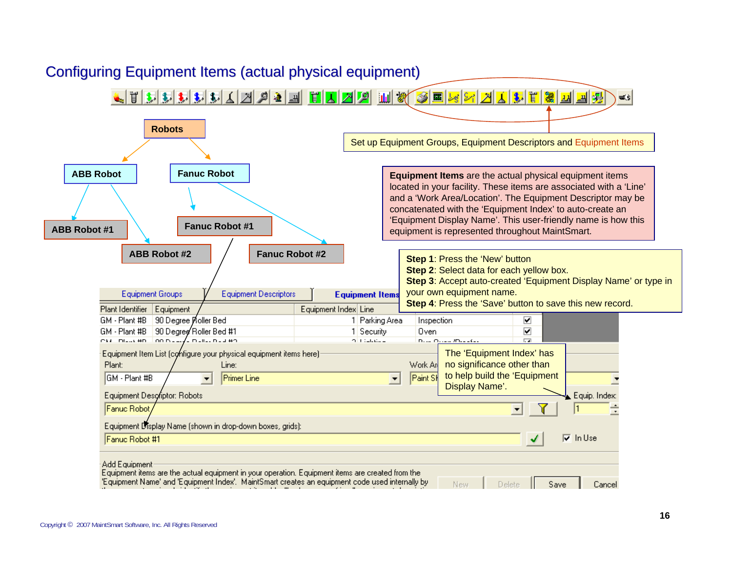# Configuring Equipment Items (actual physical equipment)

Set up Equipment Groups, Equipment Descriptors and Equipment Items

- Robots
  - ABB Robot
    - ABB Robot #1
    - ABB Robot #2
  - Fanuc Robot
    - Fanuc Robot #1
    - Fanuc Robot #2

**Equipment Items** are the actual physical equipment items located in your facility. These items are associated with a 'Line' and a 'Work Area/Location'. The Equipment Descriptor may be concatenated with the 'Equipment Index' to auto-create an 'Equipment Display Name'. This user-friendly name is how this equipment is represented throughout MaintSmart.

**Step 1**: Press the 'New' button
**Step 2**: Select data for each yellow box.
**Step 3**: Accept auto-created 'Equipment Display Name' or type in your own equipment name.
**Step 4**: Press the 'Save' button to save this new record.

Equipment Groups | Equipment Descriptors | **Equipment Items**

| Plant Identifier | Equipment | Equipment Index | Line | | |
|---|---|---|---|---|---|
| GM - Plant #B | 90 Degree Roller Bed | 1 | Parking Area | Inspection | ☑ |
| GM - Plant #B | 90 Degree Roller Bed #1 | 1 | Security | Oven | ☑ |

Equipment Item List (configure your physical equipment items here)

Plant: GM - Plant #B
Line: Primer Line
Work Ar...: Paint Sh...

Equipment Descriptor: Robots
Fanuc Robot

Equip. Index: 1

Equipment Display Name (shown in drop-down boxes, grids):
Fanuc Robot #1

☑ In Use

The 'Equipment Index' has no significance other than to help build the 'Equipment Display Name'.

Add Equipment
Equipment items are the actual equipment in your operation. Equipment items are created from the 'Equipment Name' and 'Equipment Index'. MaintSmart creates an equipment code used internally by

New | Delete | Save | Cancel

Copyright © 2007 MaintSmart Software, Inc. All Rights Reserved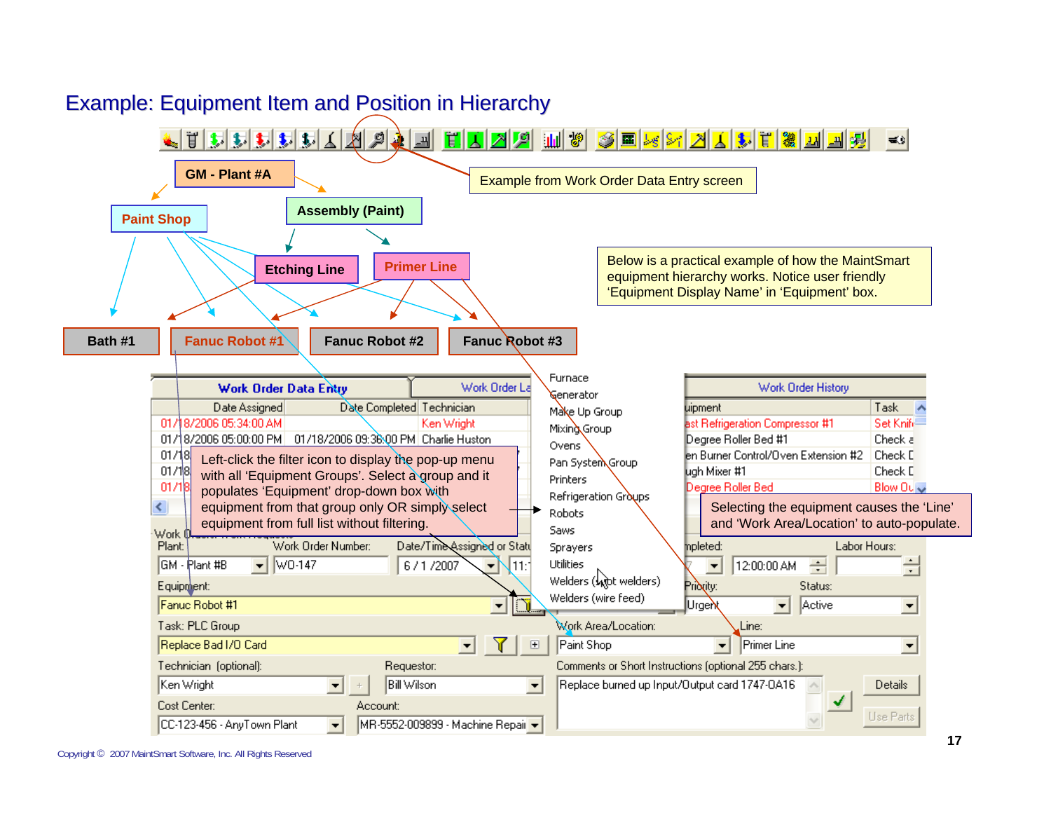# Example: Equipment Item and Position in Hierarchy

Example from Work Order Data Entry screen

GM - Plant #A

Paint Shop

Assembly (Paint)

Etching Line

Primer Line

Bath #1

Fanuc Robot #1

Fanuc Robot #2

Fanuc Robot #3

Below is a practical example of how the MaintSmart equipment hierarchy works. Notice user friendly 'Equipment Display Name' in 'Equipment' box.

Left-click the filter icon to display the pop-up menu with all 'Equipment Groups'. Select a group and it populates 'Equipment' drop-down box with equipment from that group only OR simply select equipment from full list without filtering.

Selecting the equipment causes the 'Line' and 'Work Area/Location' to auto-populate.

Work Order Data Entry

| Date Assigned | Date Completed | Technician |
|---|---|---|
| 01/18/2006 05:34:00 AM | | Ken Wright |
| 01/18/2006 05:00:00 PM | 01/18/2006 09:36:00 PM | Charlie Huston |

Furnace
Generator
Make Up Group
Mixing Group
Ovens
Pan System Group
Printers
Refrigeration Groups
Robots
Saws
Sprayers
Utilities
Welders (spot welders)
Welders (wire feed)

Work Order History

| Equipment | Task |
|---|---|
| ast Refrigeration Compressor #1 | Set Knif |
| Degree Roller Bed #1 | Check a |
| en Burner Control/Oven Extension #2 | Check D |
| ugh Mixer #1 | Check D |
| Degree Roller Bed | Blow Ou |

Plant: GM - Plant #B
Work Order Number: WO-147
Date/Time Assigned or Status: 6 / 1 /2007
Completed: 12:00:00 AM
Labor Hours:
Equipment: Fanuc Robot #1
Priority: Urgent
Status: Active
Task: PLC Group
Replace Bad I/O Card
Work Area/Location: Paint Shop
Line: Primer Line
Technician (optional): Ken Wright
Requestor: Bill Wilson
Comments or Short Instructions (optional 255 chars.): Replace burned up Input/Output card 1747-0A16
Details
Cost Center: CC-123-456 - AnyTown Plant
Account: MR-5552-009899 - Machine Repair
Use Parts

Copyright © 2007 MaintSmart Software, Inc. All Rights Reserved